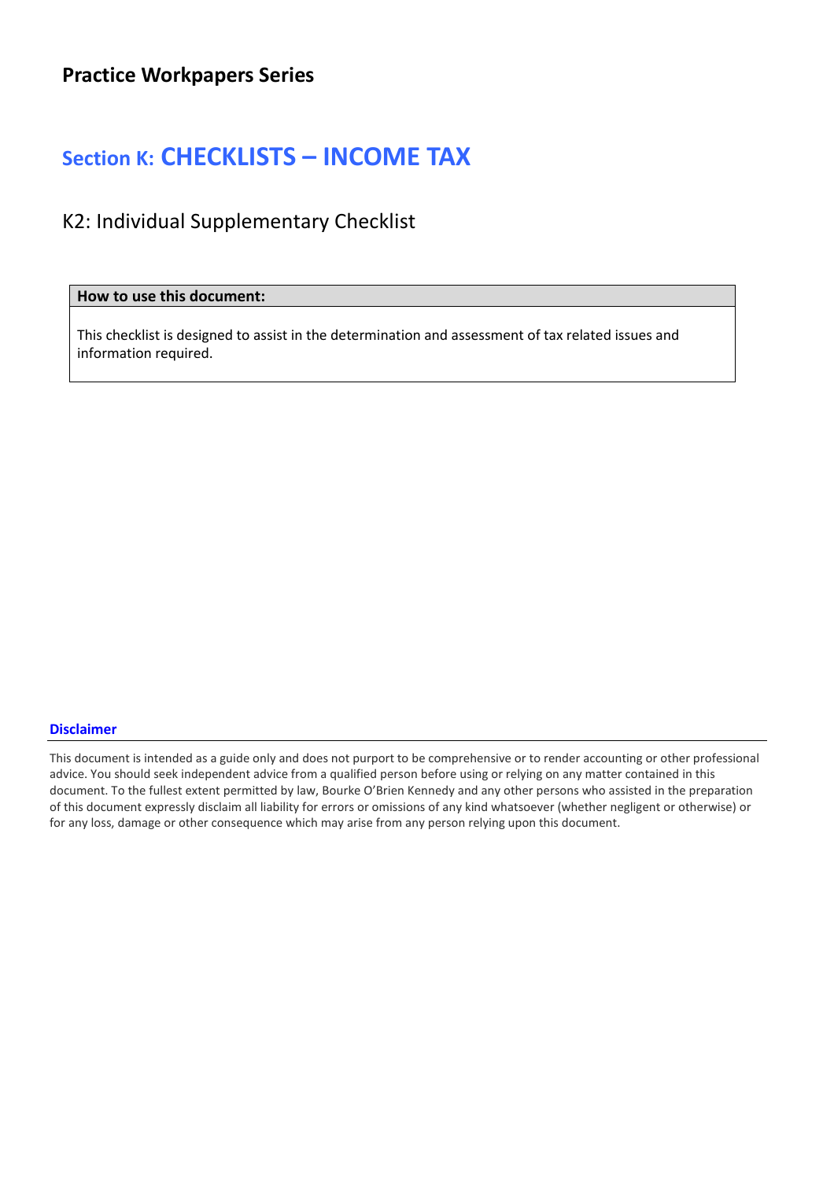## Practice Workpapers Series

# Section K: CHECKLISTS – INCOME TAX

## K2: Individual Supplementary Checklist

| How to use this document: |
| --- |
| This checklist is designed to assist in the determination and assessment of tax related issues and information required. |

**Disclaimer**

This document is intended as a guide only and does not purport to be comprehensive or to render accounting or other professional advice. You should seek independent advice from a qualified person before using or relying on any matter contained in this document. To the fullest extent permitted by law, Bourke O'Brien Kennedy and any other persons who assisted in the preparation of this document expressly disclaim all liability for errors or omissions of any kind whatsoever (whether negligent or otherwise) or for any loss, damage or other consequence which may arise from any person relying upon this document.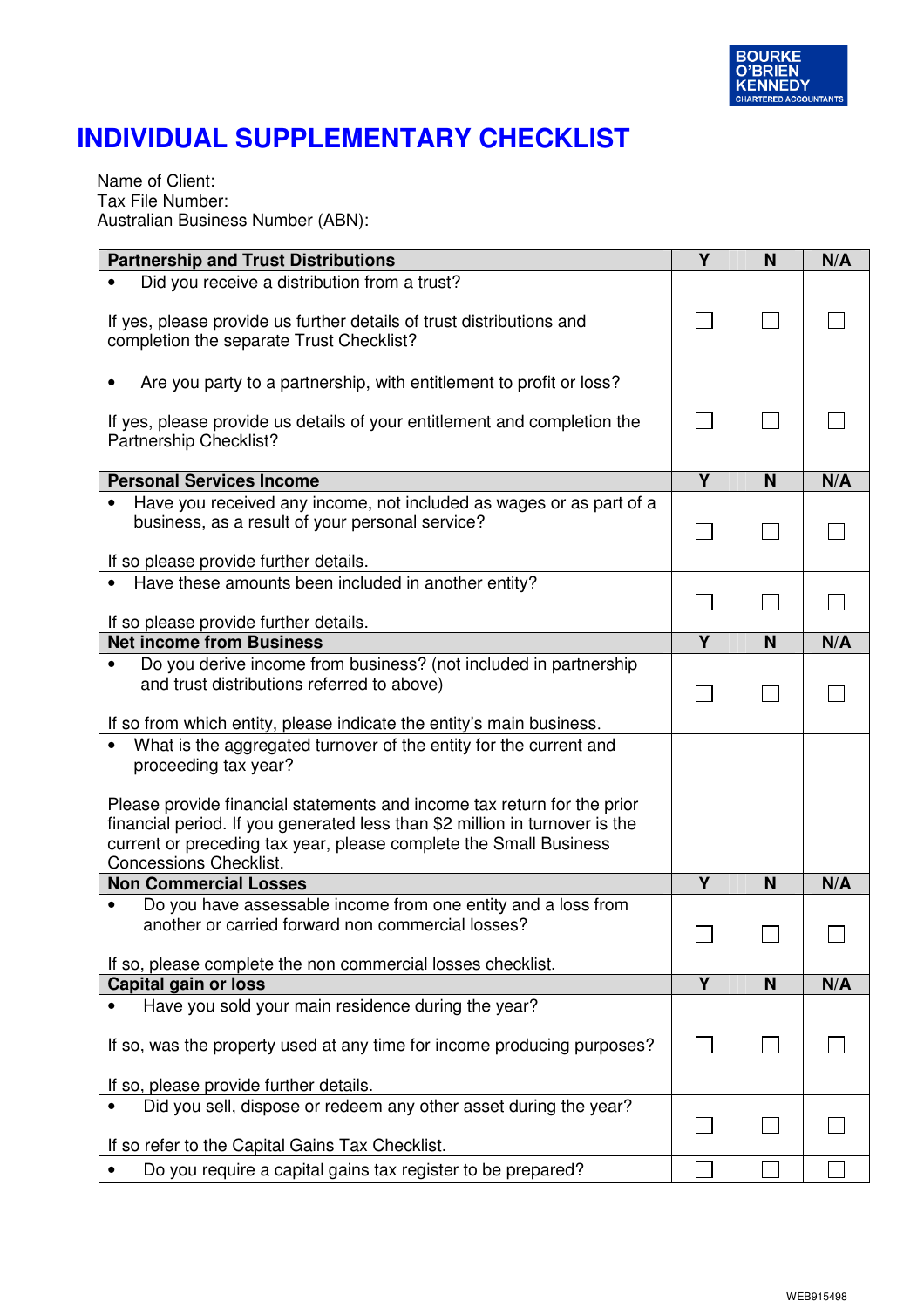BOURKE O'BRIEN KENNEDY
CHARTERED ACCOUNTANTS

# INDIVIDUAL SUPPLEMENTARY CHECKLIST

Name of Client:
Tax File Number:
Australian Business Number (ABN):

| Partnership and Trust Distributions | Y | N | N/A |
|---|---|---|---|
| • Did you receive a distribution from a trust?<br><br>If yes, please provide us further details of trust distributions and completion the separate Trust Checklist? | ☐ | ☐ | ☐ |
| • Are you party to a partnership, with entitlement to profit or loss?<br><br>If yes, please provide us details of your entitlement and completion the Partnership Checklist? | ☐ | ☐ | ☐ |
| **Personal Services Income** | **Y** | **N** | **N/A** |
| • Have you received any income, not included as wages or as part of a business, as a result of your personal service?<br><br>If so please provide further details. | ☐ | ☐ | ☐ |
| • Have these amounts been included in another entity?<br><br>If so please provide further details. | ☐ | ☐ | ☐ |
| **Net income from Business** | **Y** | **N** | **N/A** |
| • Do you derive income from business? (not included in partnership and trust distributions referred to above)<br><br>If so from which entity, please indicate the entity's main business. | ☐ | ☐ | ☐ |
| • What is the aggregated turnover of the entity for the current and proceeding tax year?<br><br>Please provide financial statements and income tax return for the prior financial period. If you generated less than $2 million in turnover is the current or preceding tax year, please complete the Small Business Concessions Checklist. | | | |
| **Non Commercial Losses** | **Y** | **N** | **N/A** |
| • Do you have assessable income from one entity and a loss from another or carried forward non commercial losses?<br><br>If so, please complete the non commercial losses checklist. | ☐ | ☐ | ☐ |
| **Capital gain or loss** | **Y** | **N** | **N/A** |
| • Have you sold your main residence during the year?<br><br>If so, was the property used at any time for income producing purposes?<br><br>If so, please provide further details. | ☐ | ☐ | ☐ |
| • Did you sell, dispose or redeem any other asset during the year?<br><br>If so refer to the Capital Gains Tax Checklist. | ☐ | ☐ | ☐ |
| • Do you require a capital gains tax register to be prepared? | ☐ | ☐ | ☐ |

WEB915498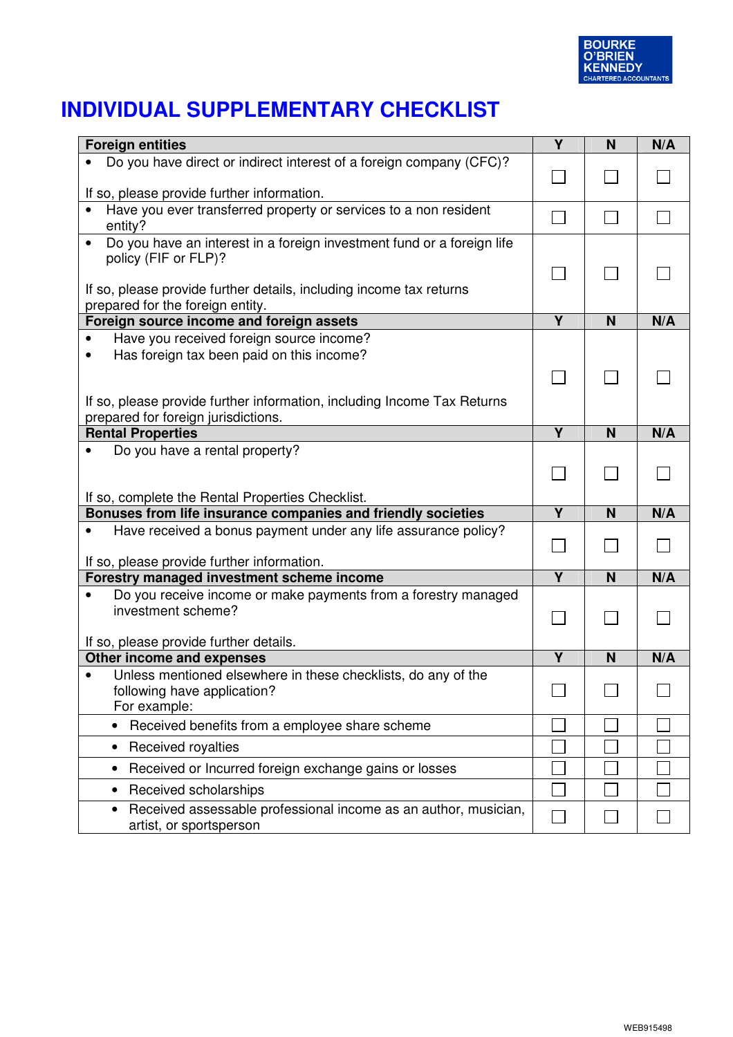# INDIVIDUAL SUPPLEMENTARY CHECKLIST

| Foreign entities | Y | N | N/A |
|---|---|---|---|
| • Do you have direct or indirect interest of a foreign company (CFC)?<br><br>If so, please provide further information. | ☐ | ☐ | ☐ |
| • Have you ever transferred property or services to a non resident entity? | ☐ | ☐ | ☐ |
| • Do you have an interest in a foreign investment fund or a foreign life policy (FIF or FLP)?<br><br>If so, please provide further details, including income tax returns prepared for the foreign entity. | ☐ | ☐ | ☐ |
| **Foreign source income and foreign assets** | **Y** | **N** | **N/A** |
| • Have you received foreign source income?<br>• Has foreign tax been paid on this income?<br><br>If so, please provide further information, including Income Tax Returns prepared for foreign jurisdictions. | ☐ | ☐ | ☐ |
| **Rental Properties** | **Y** | **N** | **N/A** |
| • Do you have a rental property?<br><br>If so, complete the Rental Properties Checklist. | ☐ | ☐ | ☐ |
| **Bonuses from life insurance companies and friendly societies** | **Y** | **N** | **N/A** |
| • Have received a bonus payment under any life assurance policy?<br><br>If so, please provide further information. | ☐ | ☐ | ☐ |
| **Forestry managed investment scheme income** | **Y** | **N** | **N/A** |
| • Do you receive income or make payments from a forestry managed investment scheme?<br><br>If so, please provide further details. | ☐ | ☐ | ☐ |
| **Other income and expenses** | **Y** | **N** | **N/A** |
| • Unless mentioned elsewhere in these checklists, do any of the following have application?<br>For example: | ☐ | ☐ | ☐ |
| • Received benefits from a employee share scheme | ☐ | ☐ | ☐ |
| • Received royalties | ☐ | ☐ | ☐ |
| • Received or Incurred foreign exchange gains or losses | ☐ | ☐ | ☐ |
| • Received scholarships | ☐ | ☐ | ☐ |
| • Received assessable professional income as an author, musician, artist, or sportsperson | ☐ | ☐ | ☐ |